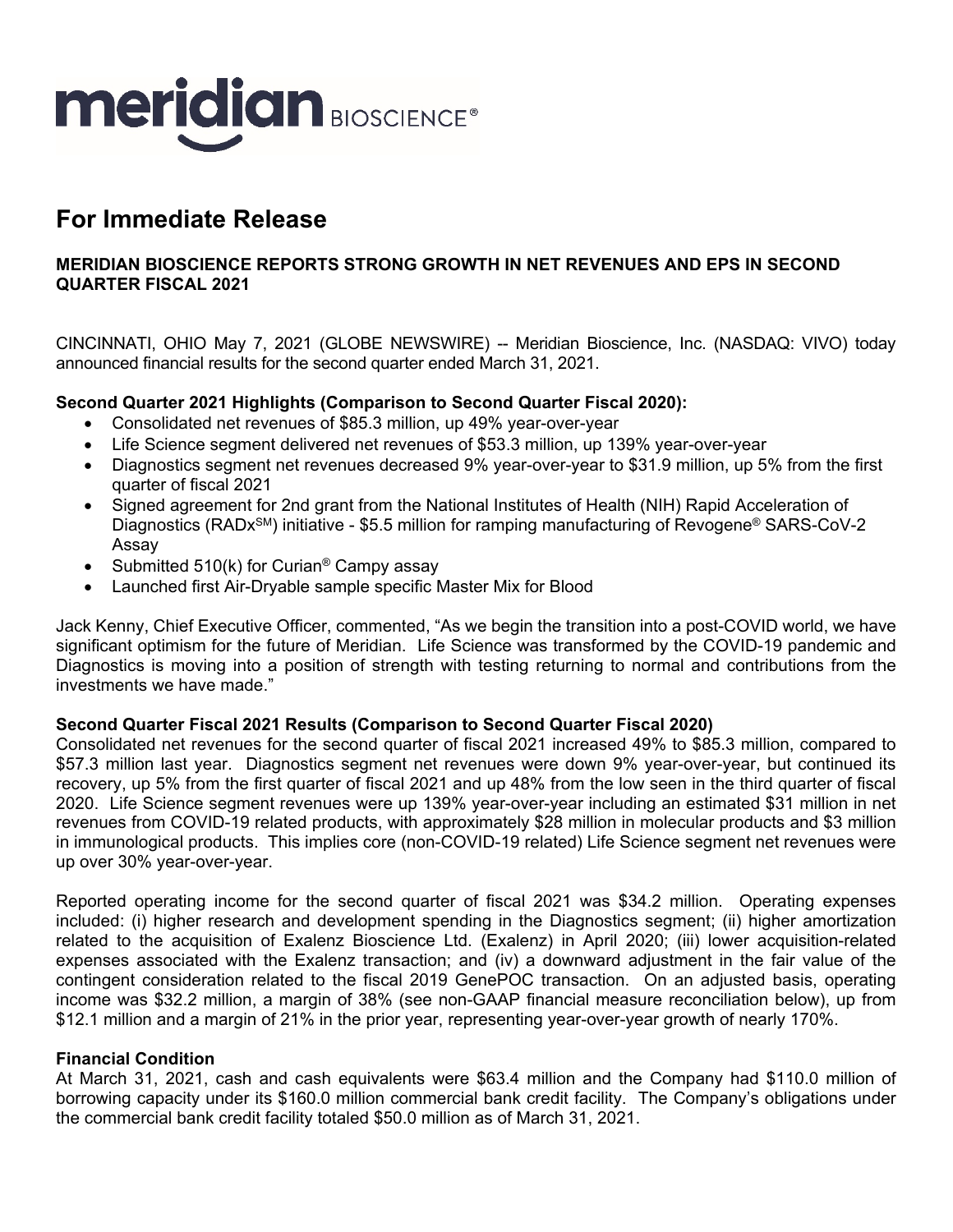meridian BIOSCIENCE®

# For Immediate Release

**MERIDIAN BIOSCIENCE REPORTS STRONG GROWTH IN NET REVENUES AND EPS IN SECOND QUARTER FISCAL 2021**

CINCINNATI, OHIO May 7, 2021 (GLOBE NEWSWIRE) -- Meridian Bioscience, Inc. (NASDAQ: VIVO) today announced financial results for the second quarter ended March 31, 2021.

**Second Quarter 2021 Highlights (Comparison to Second Quarter Fiscal 2020):**

- Consolidated net revenues of $85.3 million, up 49% year-over-year
- Life Science segment delivered net revenues of $53.3 million, up 139% year-over-year
- Diagnostics segment net revenues decreased 9% year-over-year to $31.9 million, up 5% from the first quarter of fiscal 2021
- Signed agreement for 2nd grant from the National Institutes of Health (NIH) Rapid Acceleration of Diagnostics (RADx℠) initiative - $5.5 million for ramping manufacturing of Revogene® SARS-CoV-2 Assay
- Submitted 510(k) for Curian® Campy assay
- Launched first Air-Dryable sample specific Master Mix for Blood

Jack Kenny, Chief Executive Officer, commented, "As we begin the transition into a post-COVID world, we have significant optimism for the future of Meridian. Life Science was transformed by the COVID-19 pandemic and Diagnostics is moving into a position of strength with testing returning to normal and contributions from the investments we have made."

**Second Quarter Fiscal 2021 Results (Comparison to Second Quarter Fiscal 2020)**

Consolidated net revenues for the second quarter of fiscal 2021 increased 49% to $85.3 million, compared to $57.3 million last year. Diagnostics segment net revenues were down 9% year-over-year, but continued its recovery, up 5% from the first quarter of fiscal 2021 and up 48% from the low seen in the third quarter of fiscal 2020. Life Science segment revenues were up 139% year-over-year including an estimated $31 million in net revenues from COVID-19 related products, with approximately $28 million in molecular products and $3 million in immunological products. This implies core (non-COVID-19 related) Life Science segment net revenues were up over 30% year-over-year.

Reported operating income for the second quarter of fiscal 2021 was $34.2 million. Operating expenses included: (i) higher research and development spending in the Diagnostics segment; (ii) higher amortization related to the acquisition of Exalenz Bioscience Ltd. (Exalenz) in April 2020; (iii) lower acquisition-related expenses associated with the Exalenz transaction; and (iv) a downward adjustment in the fair value of the contingent consideration related to the fiscal 2019 GenePOC transaction. On an adjusted basis, operating income was $32.2 million, a margin of 38% (see non-GAAP financial measure reconciliation below), up from $12.1 million and a margin of 21% in the prior year, representing year-over-year growth of nearly 170%.

**Financial Condition**

At March 31, 2021, cash and cash equivalents were $63.4 million and the Company had $110.0 million of borrowing capacity under its $160.0 million commercial bank credit facility. The Company's obligations under the commercial bank credit facility totaled $50.0 million as of March 31, 2021.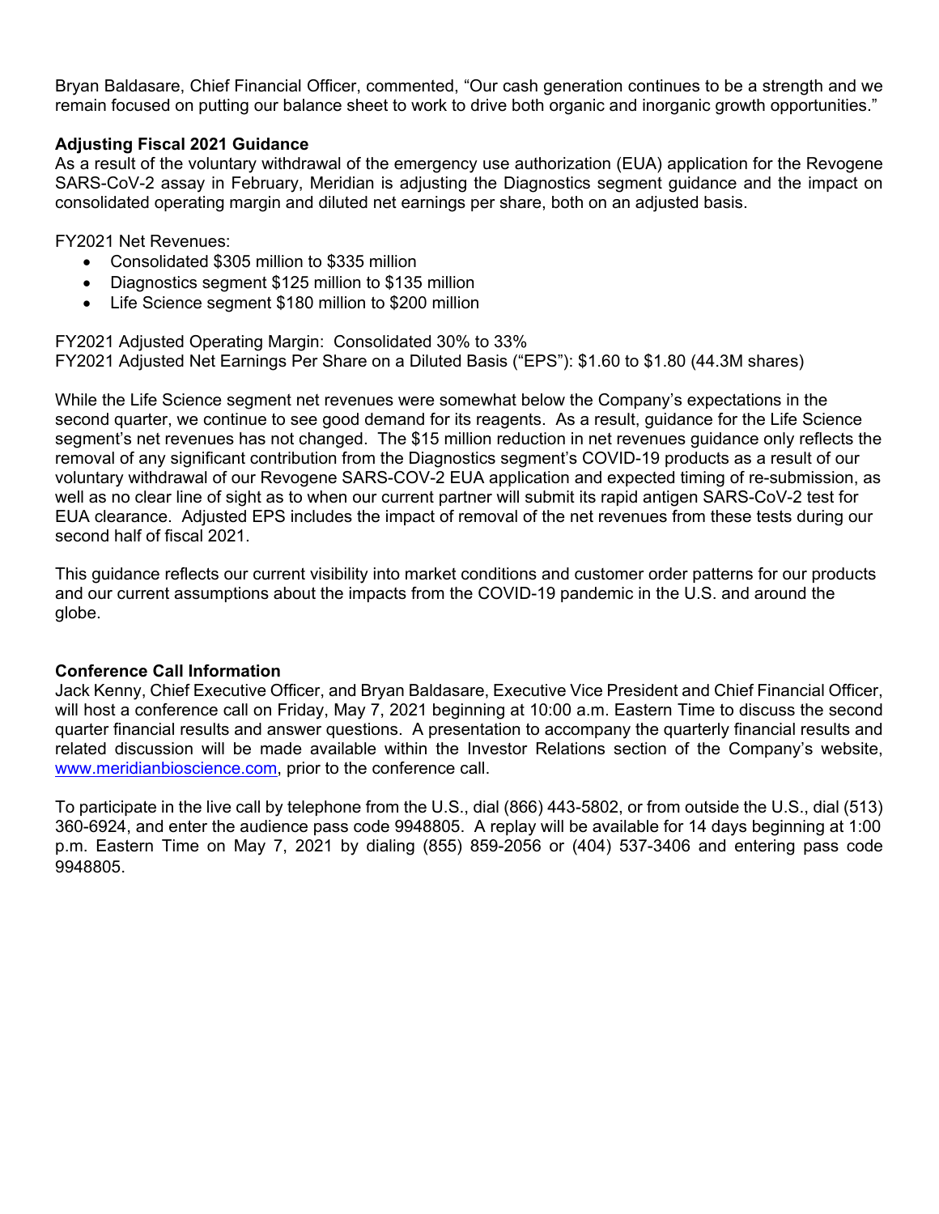Bryan Baldasare, Chief Financial Officer, commented, "Our cash generation continues to be a strength and we remain focused on putting our balance sheet to work to drive both organic and inorganic growth opportunities."

**Adjusting Fiscal 2021 Guidance**

As a result of the voluntary withdrawal of the emergency use authorization (EUA) application for the Revogene SARS-CoV-2 assay in February, Meridian is adjusting the Diagnostics segment guidance and the impact on consolidated operating margin and diluted net earnings per share, both on an adjusted basis.

FY2021 Net Revenues:

- Consolidated $305 million to $335 million
- Diagnostics segment $125 million to $135 million
- Life Science segment $180 million to $200 million

FY2021 Adjusted Operating Margin: Consolidated 30% to 33%
FY2021 Adjusted Net Earnings Per Share on a Diluted Basis ("EPS"): $1.60 to $1.80 (44.3M shares)

While the Life Science segment net revenues were somewhat below the Company's expectations in the second quarter, we continue to see good demand for its reagents. As a result, guidance for the Life Science segment's net revenues has not changed. The $15 million reduction in net revenues guidance only reflects the removal of any significant contribution from the Diagnostics segment's COVID-19 products as a result of our voluntary withdrawal of our Revogene SARS-COV-2 EUA application and expected timing of re-submission, as well as no clear line of sight as to when our current partner will submit its rapid antigen SARS-CoV-2 test for EUA clearance. Adjusted EPS includes the impact of removal of the net revenues from these tests during our second half of fiscal 2021.

This guidance reflects our current visibility into market conditions and customer order patterns for our products and our current assumptions about the impacts from the COVID-19 pandemic in the U.S. and around the globe.

**Conference Call Information**

Jack Kenny, Chief Executive Officer, and Bryan Baldasare, Executive Vice President and Chief Financial Officer, will host a conference call on Friday, May 7, 2021 beginning at 10:00 a.m. Eastern Time to discuss the second quarter financial results and answer questions. A presentation to accompany the quarterly financial results and related discussion will be made available within the Investor Relations section of the Company's website, www.meridianbioscience.com, prior to the conference call.

To participate in the live call by telephone from the U.S., dial (866) 443-5802, or from outside the U.S., dial (513) 360-6924, and enter the audience pass code 9948805. A replay will be available for 14 days beginning at 1:00 p.m. Eastern Time on May 7, 2021 by dialing (855) 859-2056 or (404) 537-3406 and entering pass code 9948805.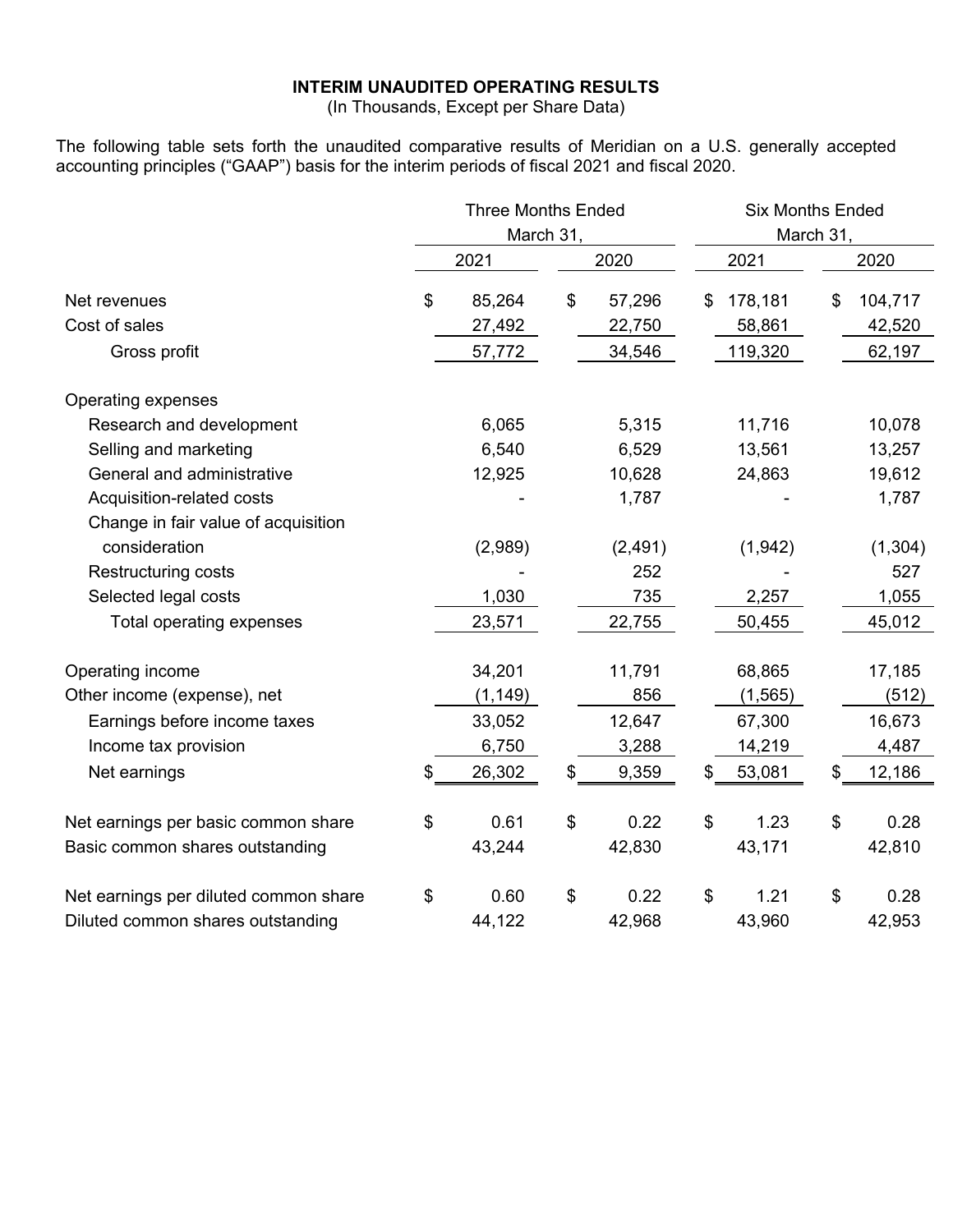## INTERIM UNAUDITED OPERATING RESULTS

(In Thousands, Except per Share Data)

The following table sets forth the unaudited comparative results of Meridian on a U.S. generally accepted accounting principles ("GAAP") basis for the interim periods of fiscal 2021 and fiscal 2020.

| | Three Months Ended March 31, | | Six Months Ended March 31, | |
|---|---|---|---|---|
| | 2021 | 2020 | 2021 | 2020 |
| Net revenues | $ 85,264 | $ 57,296 | $ 178,181 | $ 104,717 |
| Cost of sales | 27,492 | 22,750 | 58,861 | 42,520 |
| Gross profit | 57,772 | 34,546 | 119,320 | 62,197 |
| Operating expenses | | | | |
| Research and development | 6,065 | 5,315 | 11,716 | 10,078 |
| Selling and marketing | 6,540 | 6,529 | 13,561 | 13,257 |
| General and administrative | 12,925 | 10,628 | 24,863 | 19,612 |
| Acquisition-related costs | - | 1,787 | - | 1,787 |
| Change in fair value of acquisition consideration | (2,989) | (2,491) | (1,942) | (1,304) |
| Restructuring costs | - | 252 | - | 527 |
| Selected legal costs | 1,030 | 735 | 2,257 | 1,055 |
| Total operating expenses | 23,571 | 22,755 | 50,455 | 45,012 |
| Operating income | 34,201 | 11,791 | 68,865 | 17,185 |
| Other income (expense), net | (1,149) | 856 | (1,565) | (512) |
| Earnings before income taxes | 33,052 | 12,647 | 67,300 | 16,673 |
| Income tax provision | 6,750 | 3,288 | 14,219 | 4,487 |
| Net earnings | $ 26,302 | $ 9,359 | $ 53,081 | $ 12,186 |
| Net earnings per basic common share | $ 0.61 | $ 0.22 | $ 1.23 | $ 0.28 |
| Basic common shares outstanding | 43,244 | 42,830 | 43,171 | 42,810 |
| Net earnings per diluted common share | $ 0.60 | $ 0.22 | $ 1.21 | $ 0.28 |
| Diluted common shares outstanding | 44,122 | 42,968 | 43,960 | 42,953 |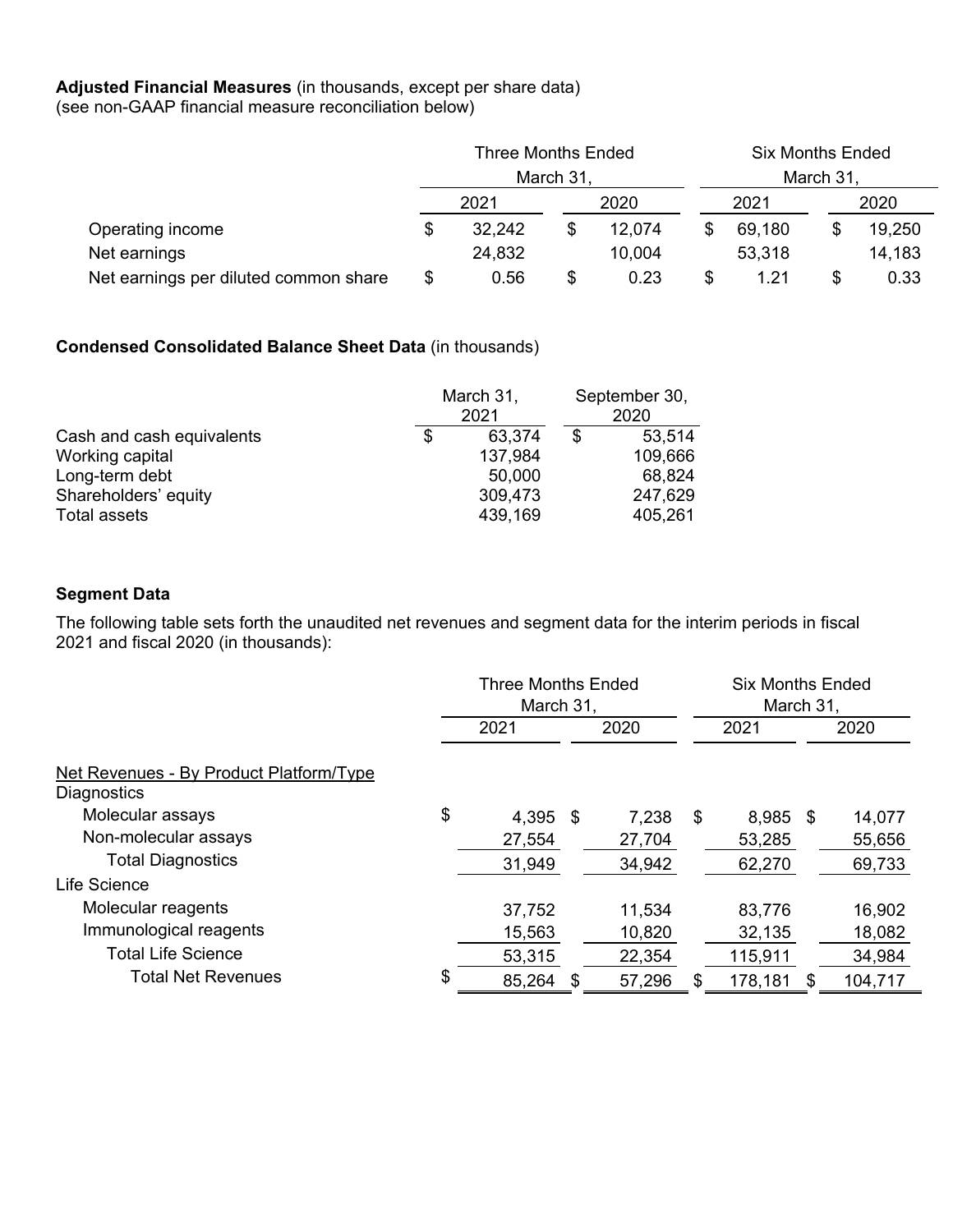**Adjusted Financial Measures** (in thousands, except per share data)
(see non-GAAP financial measure reconciliation below)

| | Three Months Ended March 31, | | Six Months Ended March 31, | |
|---|---|---|---|---|
| | 2021 | 2020 | 2021 | 2020 |
| Operating income | $ 32,242 | $ 12,074 | $ 69,180 | $ 19,250 |
| Net earnings | 24,832 | 10,004 | 53,318 | 14,183 |
| Net earnings per diluted common share | $ 0.56 | $ 0.23 | $ 1.21 | $ 0.33 |

**Condensed Consolidated Balance Sheet Data** (in thousands)

| | March 31, 2021 | September 30, 2020 |
|---|---|---|
| Cash and cash equivalents | $ 63,374 | $ 53,514 |
| Working capital | 137,984 | 109,666 |
| Long-term debt | 50,000 | 68,824 |
| Shareholders' equity | 309,473 | 247,629 |
| Total assets | 439,169 | 405,261 |

**Segment Data**

The following table sets forth the unaudited net revenues and segment data for the interim periods in fiscal 2021 and fiscal 2020 (in thousands):

| | Three Months Ended March 31, | | Six Months Ended March 31, | |
|---|---|---|---|---|
| | 2021 | 2020 | 2021 | 2020 |
| Net Revenues - By Product Platform/Type | | | | |
| Diagnostics | | | | |
| Molecular assays | $ 4,395 | $ 7,238 | $ 8,985 | $ 14,077 |
| Non-molecular assays | 27,554 | 27,704 | 53,285 | 55,656 |
| Total Diagnostics | 31,949 | 34,942 | 62,270 | 69,733 |
| Life Science | | | | |
| Molecular reagents | 37,752 | 11,534 | 83,776 | 16,902 |
| Immunological reagents | 15,563 | 10,820 | 32,135 | 18,082 |
| Total Life Science | 53,315 | 22,354 | 115,911 | 34,984 |
| Total Net Revenues | $ 85,264 | $ 57,296 | $ 178,181 | $ 104,717 |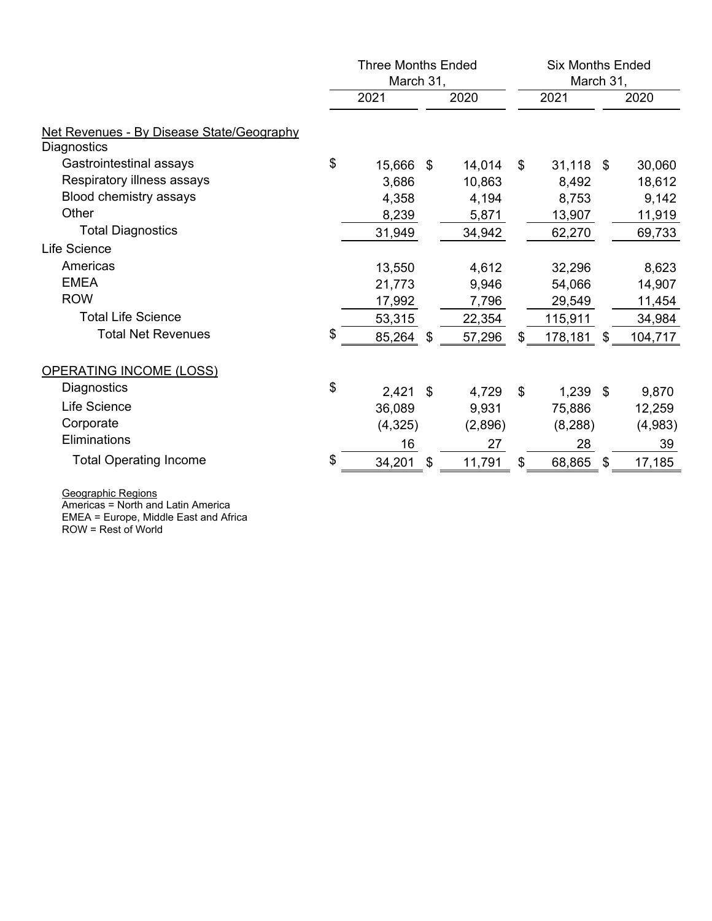| | Three Months Ended March 31, | | Six Months Ended March 31, | |
|---|---|---|---|---|
| | 2021 | 2020 | 2021 | 2020 |
| Net Revenues - By Disease State/Geography | | | | |
| Diagnostics | | | | |
| Gastrointestinal assays | $ 15,666 | $ 14,014 | $ 31,118 | $ 30,060 |
| Respiratory illness assays | 3,686 | 10,863 | 8,492 | 18,612 |
| Blood chemistry assays | 4,358 | 4,194 | 8,753 | 9,142 |
| Other | 8,239 | 5,871 | 13,907 | 11,919 |
| Total Diagnostics | 31,949 | 34,942 | 62,270 | 69,733 |
| Life Science | | | | |
| Americas | 13,550 | 4,612 | 32,296 | 8,623 |
| EMEA | 21,773 | 9,946 | 54,066 | 14,907 |
| ROW | 17,992 | 7,796 | 29,549 | 11,454 |
| Total Life Science | 53,315 | 22,354 | 115,911 | 34,984 |
| Total Net Revenues | $ 85,264 | $ 57,296 | $ 178,181 | $ 104,717 |
| OPERATING INCOME (LOSS) | | | | |
| Diagnostics | $ 2,421 | $ 4,729 | $ 1,239 | $ 9,870 |
| Life Science | 36,089 | 9,931 | 75,886 | 12,259 |
| Corporate | (4,325) | (2,896) | (8,288) | (4,983) |
| Eliminations | 16 | 27 | 28 | 39 |
| Total Operating Income | $ 34,201 | $ 11,791 | $ 68,865 | $ 17,185 |

Geographic Regions
Americas = North and Latin America
EMEA = Europe, Middle East and Africa
ROW = Rest of World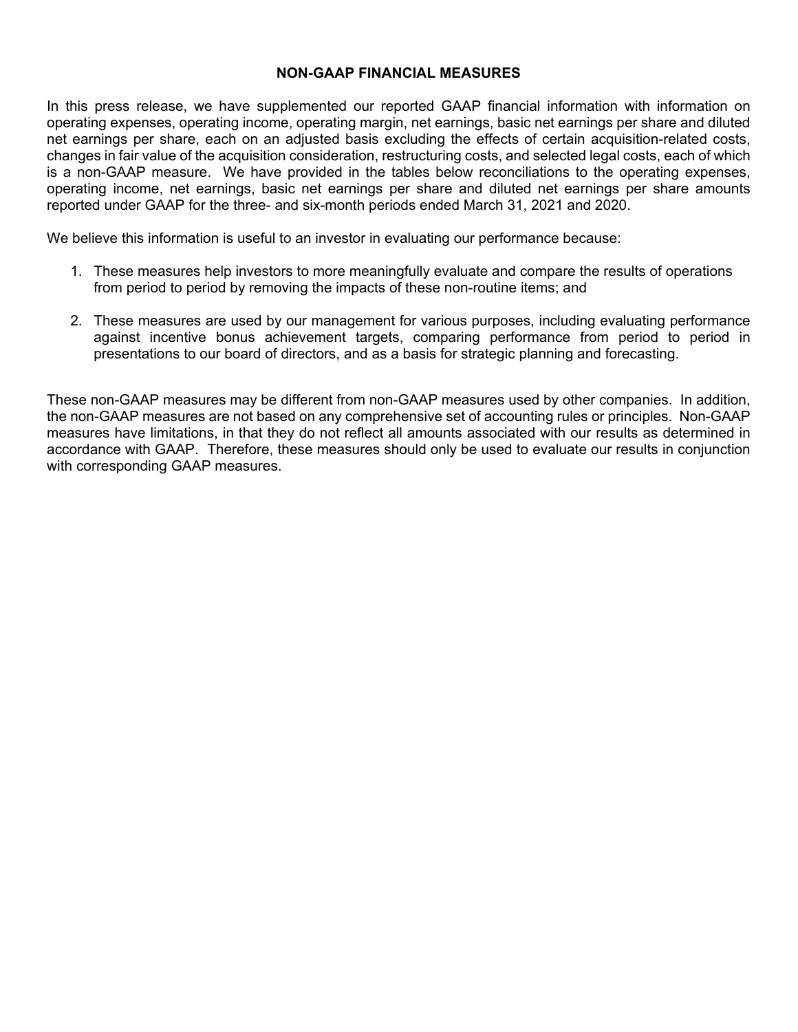## NON-GAAP FINANCIAL MEASURES

In this press release, we have supplemented our reported GAAP financial information with information on operating expenses, operating income, operating margin, net earnings, basic net earnings per share and diluted net earnings per share, each on an adjusted basis excluding the effects of certain acquisition-related costs, changes in fair value of the acquisition consideration, restructuring costs, and selected legal costs, each of which is a non-GAAP measure. We have provided in the tables below reconciliations to the operating expenses, operating income, net earnings, basic net earnings per share and diluted net earnings per share amounts reported under GAAP for the three- and six-month periods ended March 31, 2021 and 2020.

We believe this information is useful to an investor in evaluating our performance because:

1. These measures help investors to more meaningfully evaluate and compare the results of operations from period to period by removing the impacts of these non-routine items; and

2. These measures are used by our management for various purposes, including evaluating performance against incentive bonus achievement targets, comparing performance from period to period in presentations to our board of directors, and as a basis for strategic planning and forecasting.

These non-GAAP measures may be different from non-GAAP measures used by other companies. In addition, the non-GAAP measures are not based on any comprehensive set of accounting rules or principles. Non-GAAP measures have limitations, in that they do not reflect all amounts associated with our results as determined in accordance with GAAP. Therefore, these measures should only be used to evaluate our results in conjunction with corresponding GAAP measures.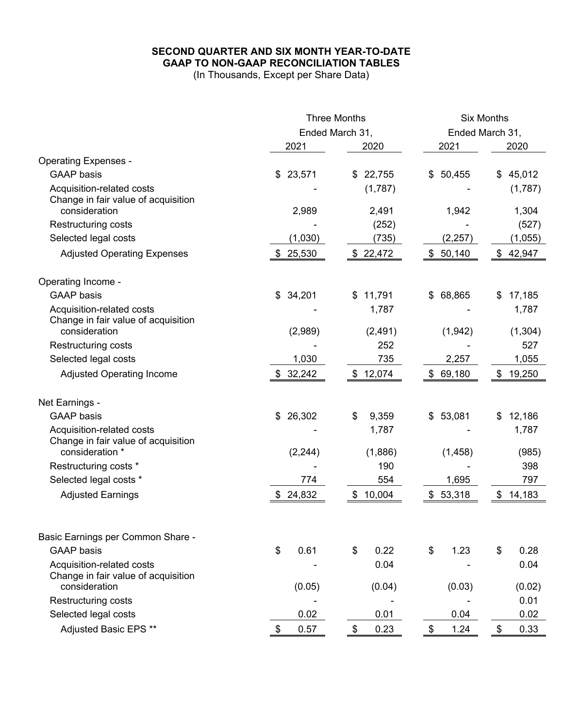**SECOND QUARTER AND SIX MONTH YEAR-TO-DATE**
**GAAP TO NON-GAAP RECONCILIATION TABLES**
(In Thousands, Except per Share Data)

| | Three Months Ended March 31, | | Six Months Ended March 31, | |
|---|---|---|---|---|
| | 2021 | 2020 | 2021 | 2020 |
| Operating Expenses - | | | | |
| GAAP basis | $ 23,571 | $ 22,755 | $ 50,455 | $ 45,012 |
| Acquisition-related costs | - | (1,787) | - | (1,787) |
| Change in fair value of acquisition consideration | 2,989 | 2,491 | 1,942 | 1,304 |
| Restructuring costs | - | (252) | - | (527) |
| Selected legal costs | (1,030) | (735) | (2,257) | (1,055) |
| Adjusted Operating Expenses | $ 25,530 | $ 22,472 | $ 50,140 | $ 42,947 |
| Operating Income - | | | | |
| GAAP basis | $ 34,201 | $ 11,791 | $ 68,865 | $ 17,185 |
| Acquisition-related costs | - | 1,787 | - | 1,787 |
| Change in fair value of acquisition consideration | (2,989) | (2,491) | (1,942) | (1,304) |
| Restructuring costs | - | 252 | - | 527 |
| Selected legal costs | 1,030 | 735 | 2,257 | 1,055 |
| Adjusted Operating Income | $ 32,242 | $ 12,074 | $ 69,180 | $ 19,250 |
| Net Earnings - | | | | |
| GAAP basis | $ 26,302 | $ 9,359 | $ 53,081 | $ 12,186 |
| Acquisition-related costs | - | 1,787 | - | 1,787 |
| Change in fair value of acquisition consideration * | (2,244) | (1,886) | (1,458) | (985) |
| Restructuring costs * | - | 190 | - | 398 |
| Selected legal costs * | 774 | 554 | 1,695 | 797 |
| Adjusted Earnings | $ 24,832 | $ 10,004 | $ 53,318 | $ 14,183 |
| Basic Earnings per Common Share - | | | | |
| GAAP basis | $ 0.61 | $ 0.22 | $ 1.23 | $ 0.28 |
| Acquisition-related costs | - | 0.04 | - | 0.04 |
| Change in fair value of acquisition consideration | (0.05) | (0.04) | (0.03) | (0.02) |
| Restructuring costs | - | - | - | 0.01 |
| Selected legal costs | 0.02 | 0.01 | 0.04 | 0.02 |
| Adjusted Basic EPS ** | $ 0.57 | $ 0.23 | $ 1.24 | $ 0.33 |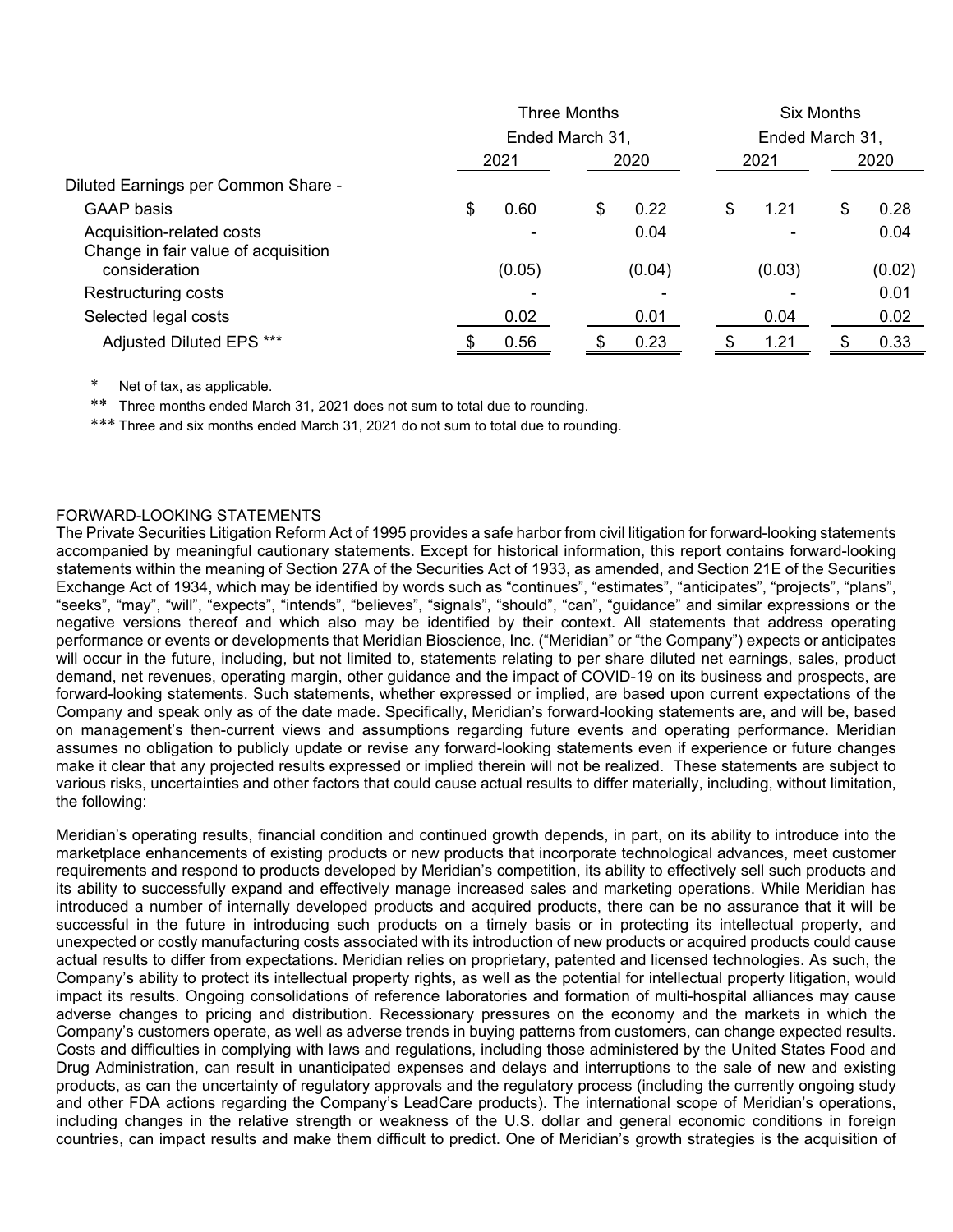| | Three Months Ended March 31, | | Six Months Ended March 31, | |
|---|---|---|---|---|
| | 2021 | 2020 | 2021 | 2020 |
| Diluted Earnings per Common Share - | | | | |
| GAAP basis | $ 0.60 | $ 0.22 | $ 1.21 | $ 0.28 |
| Acquisition-related costs | - | 0.04 | - | 0.04 |
| Change in fair value of acquisition consideration | (0.05) | (0.04) | (0.03) | (0.02) |
| Restructuring costs | - | - | - | 0.01 |
| Selected legal costs | 0.02 | 0.01 | 0.04 | 0.02 |
| Adjusted Diluted EPS *** | $ 0.56 | $ 0.23 | $ 1.21 | $ 0.33 |

\* Net of tax, as applicable.

** Three months ended March 31, 2021 does not sum to total due to rounding.

*** Three and six months ended March 31, 2021 do not sum to total due to rounding.

FORWARD-LOOKING STATEMENTS

The Private Securities Litigation Reform Act of 1995 provides a safe harbor from civil litigation for forward-looking statements accompanied by meaningful cautionary statements. Except for historical information, this report contains forward-looking statements within the meaning of Section 27A of the Securities Act of 1933, as amended, and Section 21E of the Securities Exchange Act of 1934, which may be identified by words such as "continues", "estimates", "anticipates", "projects", "plans", "seeks", "may", "will", "expects", "intends", "believes", "signals", "should", "can", "guidance" and similar expressions or the negative versions thereof and which also may be identified by their context. All statements that address operating performance or events or developments that Meridian Bioscience, Inc. ("Meridian" or "the Company") expects or anticipates will occur in the future, including, but not limited to, statements relating to per share diluted net earnings, sales, product demand, net revenues, operating margin, other guidance and the impact of COVID-19 on its business and prospects, are forward-looking statements. Such statements, whether expressed or implied, are based upon current expectations of the Company and speak only as of the date made. Specifically, Meridian's forward-looking statements are, and will be, based on management's then-current views and assumptions regarding future events and operating performance. Meridian assumes no obligation to publicly update or revise any forward-looking statements even if experience or future changes make it clear that any projected results expressed or implied therein will not be realized. These statements are subject to various risks, uncertainties and other factors that could cause actual results to differ materially, including, without limitation, the following:

Meridian's operating results, financial condition and continued growth depends, in part, on its ability to introduce into the marketplace enhancements of existing products or new products that incorporate technological advances, meet customer requirements and respond to products developed by Meridian's competition, its ability to effectively sell such products and its ability to successfully expand and effectively manage increased sales and marketing operations. While Meridian has introduced a number of internally developed products and acquired products, there can be no assurance that it will be successful in the future in introducing such products on a timely basis or in protecting its intellectual property, and unexpected or costly manufacturing costs associated with its introduction of new products or acquired products could cause actual results to differ from expectations. Meridian relies on proprietary, patented and licensed technologies. As such, the Company's ability to protect its intellectual property rights, as well as the potential for intellectual property litigation, would impact its results. Ongoing consolidations of reference laboratories and formation of multi-hospital alliances may cause adverse changes to pricing and distribution. Recessionary pressures on the economy and the markets in which the Company's customers operate, as well as adverse trends in buying patterns from customers, can change expected results. Costs and difficulties in complying with laws and regulations, including those administered by the United States Food and Drug Administration, can result in unanticipated expenses and delays and interruptions to the sale of new and existing products, as can the uncertainty of regulatory approvals and the regulatory process (including the currently ongoing study and other FDA actions regarding the Company's LeadCare products). The international scope of Meridian's operations, including changes in the relative strength or weakness of the U.S. dollar and general economic conditions in foreign countries, can impact results and make them difficult to predict. One of Meridian's growth strategies is the acquisition of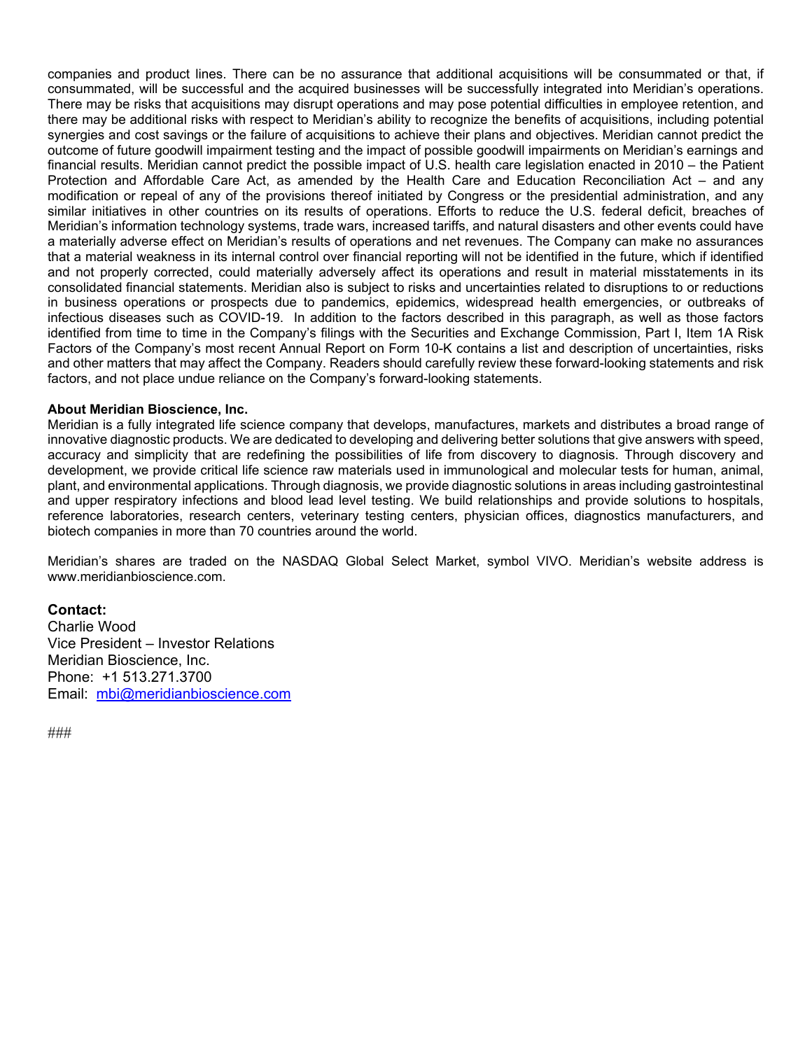companies and product lines. There can be no assurance that additional acquisitions will be consummated or that, if consummated, will be successful and the acquired businesses will be successfully integrated into Meridian's operations. There may be risks that acquisitions may disrupt operations and may pose potential difficulties in employee retention, and there may be additional risks with respect to Meridian's ability to recognize the benefits of acquisitions, including potential synergies and cost savings or the failure of acquisitions to achieve their plans and objectives. Meridian cannot predict the outcome of future goodwill impairment testing and the impact of possible goodwill impairments on Meridian's earnings and financial results. Meridian cannot predict the possible impact of U.S. health care legislation enacted in 2010 – the Patient Protection and Affordable Care Act, as amended by the Health Care and Education Reconciliation Act – and any modification or repeal of any of the provisions thereof initiated by Congress or the presidential administration, and any similar initiatives in other countries on its results of operations. Efforts to reduce the U.S. federal deficit, breaches of Meridian's information technology systems, trade wars, increased tariffs, and natural disasters and other events could have a materially adverse effect on Meridian's results of operations and net revenues. The Company can make no assurances that a material weakness in its internal control over financial reporting will not be identified in the future, which if identified and not properly corrected, could materially adversely affect its operations and result in material misstatements in its consolidated financial statements. Meridian also is subject to risks and uncertainties related to disruptions to or reductions in business operations or prospects due to pandemics, epidemics, widespread health emergencies, or outbreaks of infectious diseases such as COVID-19. In addition to the factors described in this paragraph, as well as those factors identified from time to time in the Company's filings with the Securities and Exchange Commission, Part I, Item 1A Risk Factors of the Company's most recent Annual Report on Form 10-K contains a list and description of uncertainties, risks and other matters that may affect the Company. Readers should carefully review these forward-looking statements and risk factors, and not place undue reliance on the Company's forward-looking statements.

**About Meridian Bioscience, Inc.**

Meridian is a fully integrated life science company that develops, manufactures, markets and distributes a broad range of innovative diagnostic products. We are dedicated to developing and delivering better solutions that give answers with speed, accuracy and simplicity that are redefining the possibilities of life from discovery to diagnosis. Through discovery and development, we provide critical life science raw materials used in immunological and molecular tests for human, animal, plant, and environmental applications. Through diagnosis, we provide diagnostic solutions in areas including gastrointestinal and upper respiratory infections and blood lead level testing. We build relationships and provide solutions to hospitals, reference laboratories, research centers, veterinary testing centers, physician offices, diagnostics manufacturers, and biotech companies in more than 70 countries around the world.

Meridian's shares are traded on the NASDAQ Global Select Market, symbol VIVO. Meridian's website address is www.meridianbioscience.com.

**Contact:**

Charlie Wood
Vice President – Investor Relations
Meridian Bioscience, Inc.
Phone: +1 513.271.3700
Email: mbi@meridianbioscience.com

###